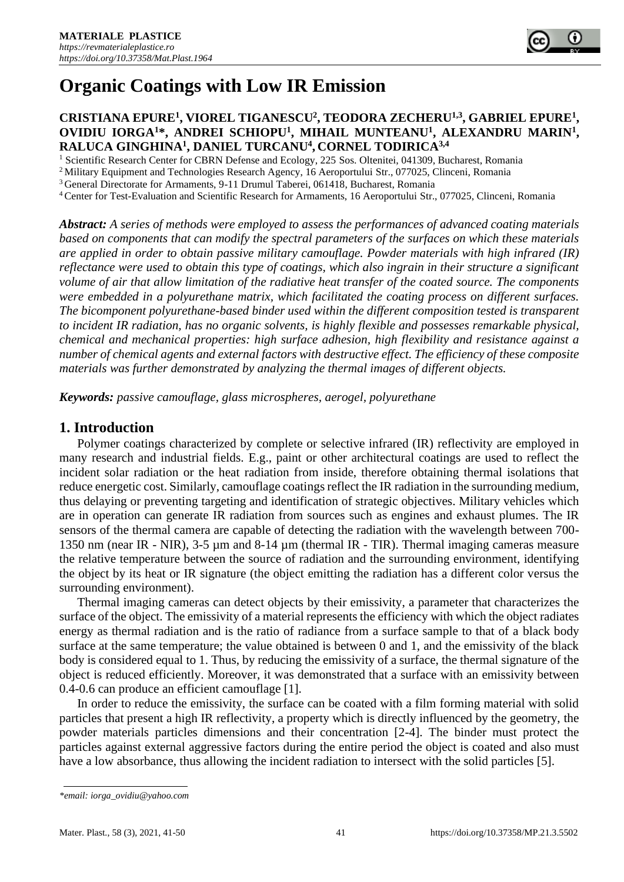# Organic Coatings with Low IR Emission

**CRISTIANA EPURE[1], VIOREL TIGANESCU[2], TEODORA ZECHERU[1,3], GABRIEL EPURE[1], OVIDIU IORGA[1]*, ANDREI SCHIOPU[1], MIHAIL MUNTEANU[1], ALEXANDRU MARIN[1], RALUCA GINGHINA[1], DANIEL TURCANU[4], CORNEL TODIRICA[3,4]**

[1] Scientific Research Center for CBRN Defense and Ecology, 225 Sos. Oltenitei, 041309, Bucharest, Romania
[2] Military Equipment and Technologies Research Agency, 16 Aeroportului Str., 077025, Clinceni, Romania
[3] General Directorate for Armaments, 9-11 Drumul Taberei, 061418, Bucharest, Romania
[4] Center for Test-Evaluation and Scientific Research for Armaments, 16 Aeroportului Str., 077025, Clinceni, Romania

***Abstract:*** *A series of methods were employed to assess the performances of advanced coating materials based on components that can modify the spectral parameters of the surfaces on which these materials are applied in order to obtain passive military camouflage. Powder materials with high infrared (IR) reflectance were used to obtain this type of coatings, which also ingrain in their structure a significant volume of air that allow limitation of the radiative heat transfer of the coated source. The components were embedded in a polyurethane matrix, which facilitated the coating process on different surfaces. The bicomponent polyurethane-based binder used within the different composition tested is transparent to incident IR radiation, has no organic solvents, is highly flexible and possesses remarkable physical, chemical and mechanical properties: high surface adhesion, high flexibility and resistance against a number of chemical agents and external factors with destructive effect. The efficiency of these composite materials was further demonstrated by analyzing the thermal images of different objects.*

***Keywords:*** *passive camouflage, glass microspheres, aerogel, polyurethane*

## 1. Introduction

Polymer coatings characterized by complete or selective infrared (IR) reflectivity are employed in many research and industrial fields. E.g., paint or other architectural coatings are used to reflect the incident solar radiation or the heat radiation from inside, therefore obtaining thermal isolations that reduce energetic cost. Similarly, camouflage coatings reflect the IR radiation in the surrounding medium, thus delaying or preventing targeting and identification of strategic objectives. Military vehicles which are in operation can generate IR radiation from sources such as engines and exhaust plumes. The IR sensors of the thermal camera are capable of detecting the radiation with the wavelength between 700-1350 nm (near IR - NIR), 3-5 µm and 8-14 µm (thermal IR - TIR). Thermal imaging cameras measure the relative temperature between the source of radiation and the surrounding environment, identifying the object by its heat or IR signature (the object emitting the radiation has a different color versus the surrounding environment).

Thermal imaging cameras can detect objects by their emissivity, a parameter that characterizes the surface of the object. The emissivity of a material represents the efficiency with which the object radiates energy as thermal radiation and is the ratio of radiance from a surface sample to that of a black body surface at the same temperature; the value obtained is between 0 and 1, and the emissivity of the black body is considered equal to 1. Thus, by reducing the emissivity of a surface, the thermal signature of the object is reduced efficiently. Moreover, it was demonstrated that a surface with an emissivity between 0.4-0.6 can produce an efficient camouflage [1].

In order to reduce the emissivity, the surface can be coated with a film forming material with solid particles that present a high IR reflectivity, a property which is directly influenced by the geometry, the powder materials particles dimensions and their concentration [2-4]. The binder must protect the particles against external aggressive factors during the entire period the object is coated and also must have a low absorbance, thus allowing the incident radiation to intersect with the solid particles [5].

*\*email: iorga_ovidiu@yahoo.com*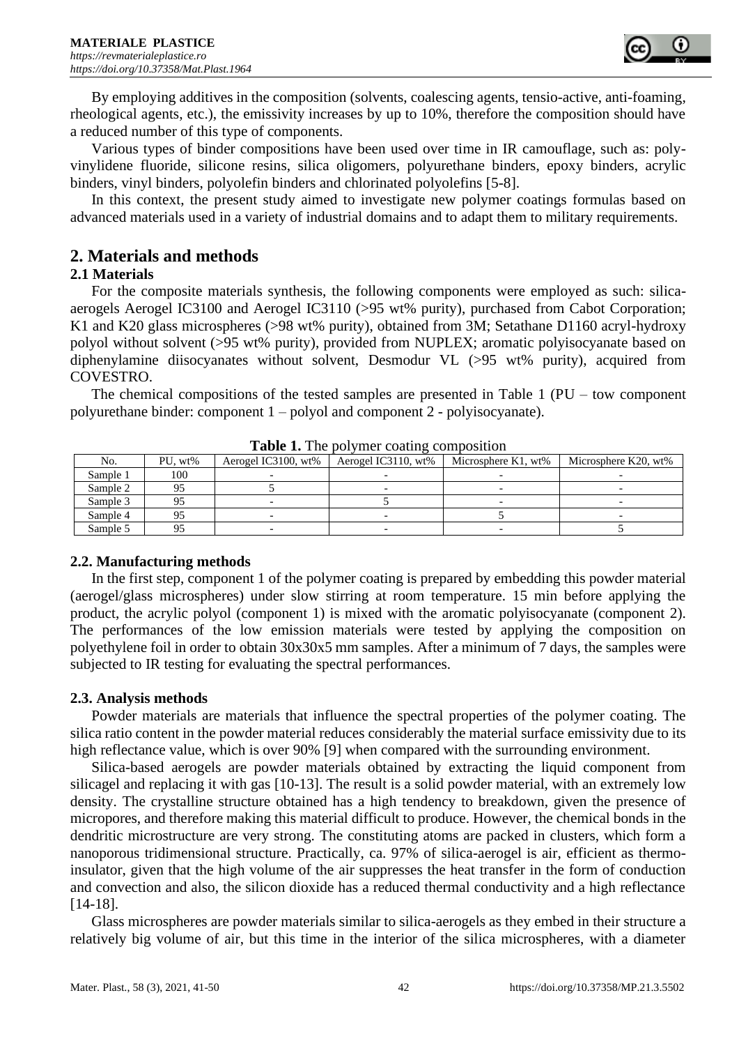By employing additives in the composition (solvents, coalescing agents, tensio-active, anti-foaming, rheological agents, etc.), the emissivity increases by up to 10%, therefore the composition should have a reduced number of this type of components.

Various types of binder compositions have been used over time in IR camouflage, such as: poly-vinylidene fluoride, silicone resins, silica oligomers, polyurethane binders, epoxy binders, acrylic binders, vinyl binders, polyolefin binders and chlorinated polyolefins [5-8].

In this context, the present study aimed to investigate new polymer coatings formulas based on advanced materials used in a variety of industrial domains and to adapt them to military requirements.

## 2. Materials and methods

### 2.1 Materials

For the composite materials synthesis, the following components were employed as such: silica-aerogels Aerogel IC3100 and Aerogel IC3110 (>95 wt% purity), purchased from Cabot Corporation; K1 and K20 glass microspheres (>98 wt% purity), obtained from 3M; Setathane D1160 acryl-hydroxy polyol without solvent (>95 wt% purity), provided from NUPLEX; aromatic polyisocyanate based on diphenylamine diisocyanates without solvent, Desmodur VL (>95 wt% purity), acquired from COVESTRO.

The chemical compositions of the tested samples are presented in Table 1 (PU – tow component polyurethane binder: component 1 – polyol and component 2 - polyisocyanate).

**Table 1.** The polymer coating composition

| No. | PU, wt% | Aerogel IC3100, wt% | Aerogel IC3110, wt% | Microsphere K1, wt% | Microsphere K20, wt% |
|---|---|---|---|---|---|
| Sample 1 | 100 | - | - | - | - |
| Sample 2 | 95 | 5 | - | - | - |
| Sample 3 | 95 | - | 5 | - | - |
| Sample 4 | 95 | - | - | 5 | - |
| Sample 5 | 95 | - | - | - | 5 |

### 2.2. Manufacturing methods

In the first step, component 1 of the polymer coating is prepared by embedding this powder material (aerogel/glass microspheres) under slow stirring at room temperature. 15 min before applying the product, the acrylic polyol (component 1) is mixed with the aromatic polyisocyanate (component 2). The performances of the low emission materials were tested by applying the composition on polyethylene foil in order to obtain 30x30x5 mm samples. After a minimum of 7 days, the samples were subjected to IR testing for evaluating the spectral performances.

### 2.3. Analysis methods

Powder materials are materials that influence the spectral properties of the polymer coating. The silica ratio content in the powder material reduces considerably the material surface emissivity due to its high reflectance value, which is over 90% [9] when compared with the surrounding environment.

Silica-based aerogels are powder materials obtained by extracting the liquid component from silicagel and replacing it with gas [10-13]. The result is a solid powder material, with an extremely low density. The crystalline structure obtained has a high tendency to breakdown, given the presence of micropores, and therefore making this material difficult to produce. However, the chemical bonds in the dendritic microstructure are very strong. The constituting atoms are packed in clusters, which form a nanoporous tridimensional structure. Practically, ca. 97% of silica-aerogel is air, efficient as thermo-insulator, given that the high volume of the air suppresses the heat transfer in the form of conduction and convection and also, the silicon dioxide has a reduced thermal conductivity and a high reflectance [14-18].

Glass microspheres are powder materials similar to silica-aerogels as they embed in their structure a relatively big volume of air, but this time in the interior of the silica microspheres, with a diameter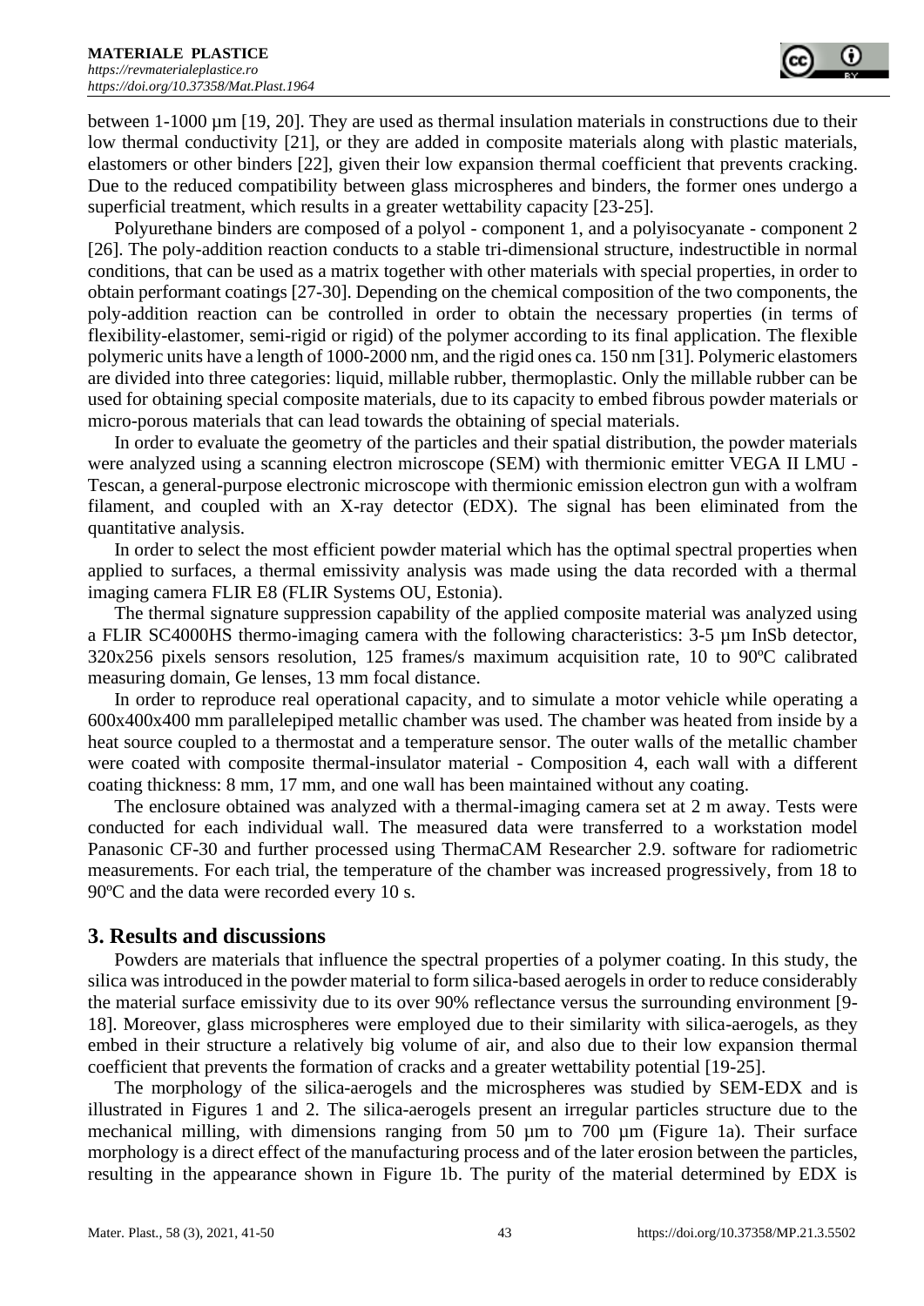between 1-1000 µm [19, 20]. They are used as thermal insulation materials in constructions due to their low thermal conductivity [21], or they are added in composite materials along with plastic materials, elastomers or other binders [22], given their low expansion thermal coefficient that prevents cracking. Due to the reduced compatibility between glass microspheres and binders, the former ones undergo a superficial treatment, which results in a greater wettability capacity [23-25].

Polyurethane binders are composed of a polyol - component 1, and a polyisocyanate - component 2 [26]. The poly-addition reaction conducts to a stable tri-dimensional structure, indestructible in normal conditions, that can be used as a matrix together with other materials with special properties, in order to obtain performant coatings [27-30]. Depending on the chemical composition of the two components, the poly-addition reaction can be controlled in order to obtain the necessary properties (in terms of flexibility-elastomer, semi-rigid or rigid) of the polymer according to its final application. The flexible polymeric units have a length of 1000-2000 nm, and the rigid ones ca. 150 nm [31]. Polymeric elastomers are divided into three categories: liquid, millable rubber, thermoplastic. Only the millable rubber can be used for obtaining special composite materials, due to its capacity to embed fibrous powder materials or micro-porous materials that can lead towards the obtaining of special materials.

In order to evaluate the geometry of the particles and their spatial distribution, the powder materials were analyzed using a scanning electron microscope (SEM) with thermionic emitter VEGA II LMU - Tescan, a general-purpose electronic microscope with thermionic emission electron gun with a wolfram filament, and coupled with an X-ray detector (EDX). The signal has been eliminated from the quantitative analysis.

In order to select the most efficient powder material which has the optimal spectral properties when applied to surfaces, a thermal emissivity analysis was made using the data recorded with a thermal imaging camera FLIR E8 (FLIR Systems OU, Estonia).

The thermal signature suppression capability of the applied composite material was analyzed using a FLIR SC4000HS thermo-imaging camera with the following characteristics: 3-5 µm InSb detector, 320x256 pixels sensors resolution, 125 frames/s maximum acquisition rate, 10 to 90ºC calibrated measuring domain, Ge lenses, 13 mm focal distance.

In order to reproduce real operational capacity, and to simulate a motor vehicle while operating a 600x400x400 mm parallelepiped metallic chamber was used. The chamber was heated from inside by a heat source coupled to a thermostat and a temperature sensor. The outer walls of the metallic chamber were coated with composite thermal-insulator material - Composition 4, each wall with a different coating thickness: 8 mm, 17 mm, and one wall has been maintained without any coating.

The enclosure obtained was analyzed with a thermal-imaging camera set at 2 m away. Tests were conducted for each individual wall. The measured data were transferred to a workstation model Panasonic CF-30 and further processed using ThermaCAM Researcher 2.9. software for radiometric measurements. For each trial, the temperature of the chamber was increased progressively, from 18 to 90ºC and the data were recorded every 10 s.

## 3. Results and discussions

Powders are materials that influence the spectral properties of a polymer coating. In this study, the silica was introduced in the powder material to form silica-based aerogels in order to reduce considerably the material surface emissivity due to its over 90% reflectance versus the surrounding environment [9-18]. Moreover, glass microspheres were employed due to their similarity with silica-aerogels, as they embed in their structure a relatively big volume of air, and also due to their low expansion thermal coefficient that prevents the formation of cracks and a greater wettability potential [19-25].

The morphology of the silica-aerogels and the microspheres was studied by SEM-EDX and is illustrated in Figures 1 and 2. The silica-aerogels present an irregular particles structure due to the mechanical milling, with dimensions ranging from 50 µm to 700 µm (Figure 1a). Their surface morphology is a direct effect of the manufacturing process and of the later erosion between the particles, resulting in the appearance shown in Figure 1b. The purity of the material determined by EDX is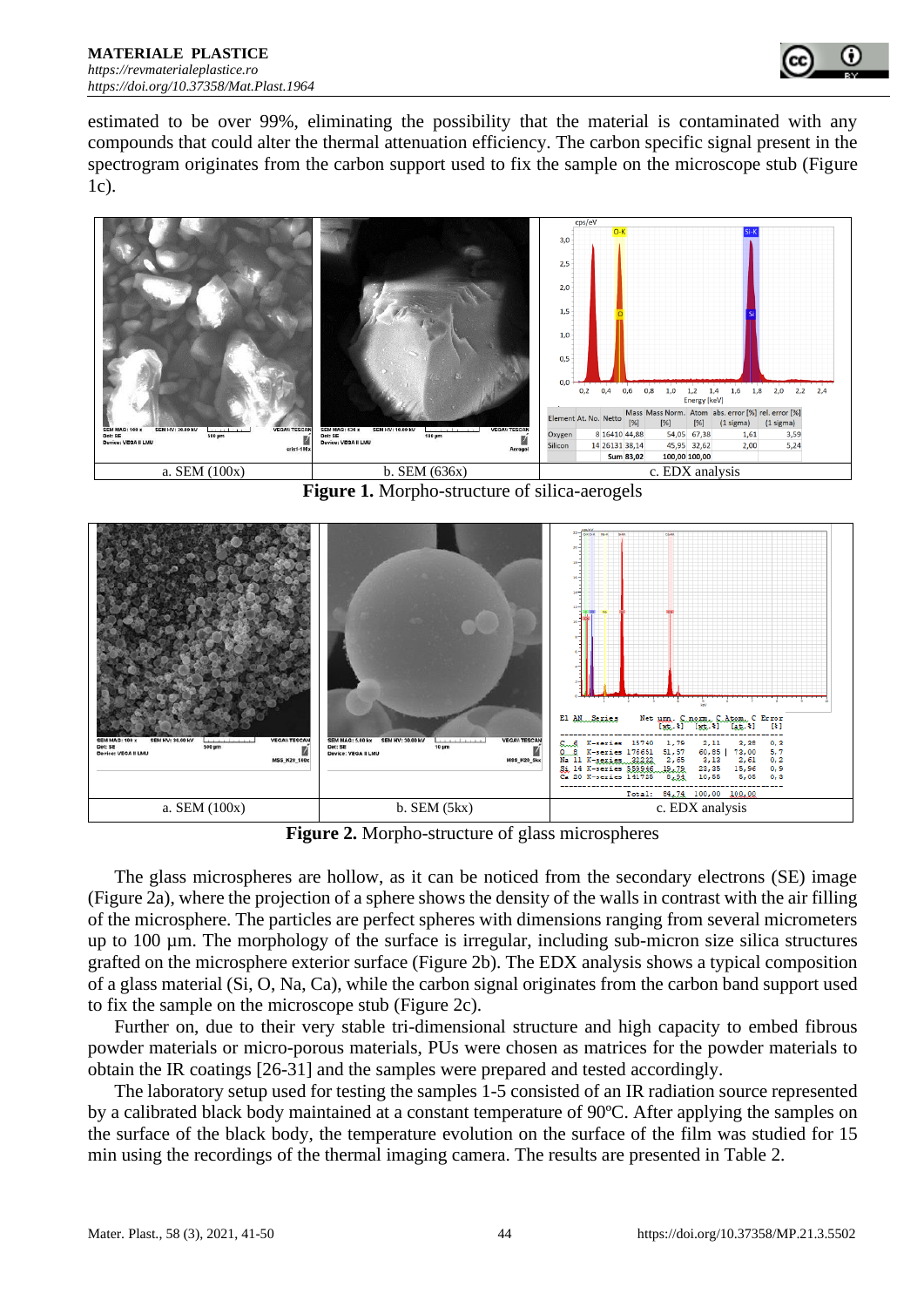estimated to be over 99%, eliminating the possibility that the material is contaminated with any compounds that could alter the thermal attenuation efficiency. The carbon specific signal present in the spectrogram originates from the carbon support used to fix the sample on the microscope stub (Figure 1c).

a. SEM (100x) b. SEM (636x) c. EDX analysis

**Figure 1.** Morpho-structure of silica-aerogels

a. SEM (100x) b. SEM (5kx) c. EDX analysis

**Figure 2.** Morpho-structure of glass microspheres

The glass microspheres are hollow, as it can be noticed from the secondary electrons (SE) image (Figure 2a), where the projection of a sphere shows the density of the walls in contrast with the air filling of the microsphere. The particles are perfect spheres with dimensions ranging from several micrometers up to 100 µm. The morphology of the surface is irregular, including sub-micron size silica structures grafted on the microsphere exterior surface (Figure 2b). The EDX analysis shows a typical composition of a glass material (Si, O, Na, Ca), while the carbon signal originates from the carbon band support used to fix the sample on the microscope stub (Figure 2c).

Further on, due to their very stable tri-dimensional structure and high capacity to embed fibrous powder materials or micro-porous materials, PUs were chosen as matrices for the powder materials to obtain the IR coatings [26-31] and the samples were prepared and tested accordingly.

The laboratory setup used for testing the samples 1-5 consisted of an IR radiation source represented by a calibrated black body maintained at a constant temperature of 90ºC. After applying the samples on the surface of the black body, the temperature evolution on the surface of the film was studied for 15 min using the recordings of the thermal imaging camera. The results are presented in Table 2.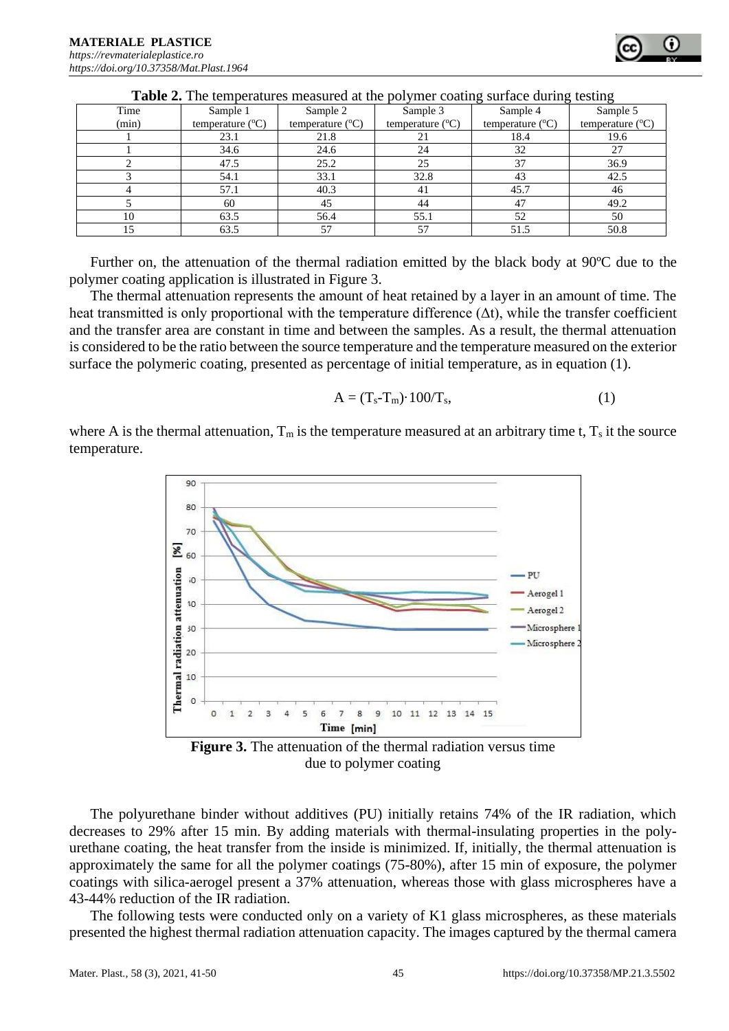**Table 2.** The temperatures measured at the polymer coating surface during testing

| Time (min) | Sample 1 temperature (°C) | Sample 2 temperature (°C) | Sample 3 temperature (°C) | Sample 4 temperature (°C) | Sample 5 temperature (°C) |
|---|---|---|---|---|---|
| 1 | 23.1 | 21.8 | 21 | 18.4 | 19.6 |
| 1 | 34.6 | 24.6 | 24 | 32 | 27 |
| 2 | 47.5 | 25.2 | 25 | 37 | 36.9 |
| 3 | 54.1 | 33.1 | 32.8 | 43 | 42.5 |
| 4 | 57.1 | 40.3 | 41 | 45.7 | 46 |
| 5 | 60 | 45 | 44 | 47 | 49.2 |
| 10 | 63.5 | 56.4 | 55.1 | 52 | 50 |
| 15 | 63.5 | 57 | 57 | 51.5 | 50.8 |

Further on, the attenuation of the thermal radiation emitted by the black body at 90ºC due to the polymer coating application is illustrated in Figure 3.

The thermal attenuation represents the amount of heat retained by a layer in an amount of time. The heat transmitted is only proportional with the temperature difference (Δt), while the transfer coefficient and the transfer area are constant in time and between the samples. As a result, the thermal attenuation is considered to be the ratio between the source temperature and the temperature measured on the exterior surface the polymeric coating, presented as percentage of initial temperature, as in equation (1).

$$A = (T_s - T_m) \cdot 100 / T_s, \qquad (1)$$

where A is the thermal attenuation, $T_m$ is the temperature measured at an arbitrary time t, $T_s$ it the source temperature.

**Figure 3.** The attenuation of the thermal radiation versus time due to polymer coating

The polyurethane binder without additives (PU) initially retains 74% of the IR radiation, which decreases to 29% after 15 min. By adding materials with thermal-insulating properties in the polyurethane coating, the heat transfer from the inside is minimized. If, initially, the thermal attenuation is approximately the same for all the polymer coatings (75-80%), after 15 min of exposure, the polymer coatings with silica-aerogel present a 37% attenuation, whereas those with glass microspheres have a 43-44% reduction of the IR radiation.

The following tests were conducted only on a variety of K1 glass microspheres, as these materials presented the highest thermal radiation attenuation capacity. The images captured by the thermal camera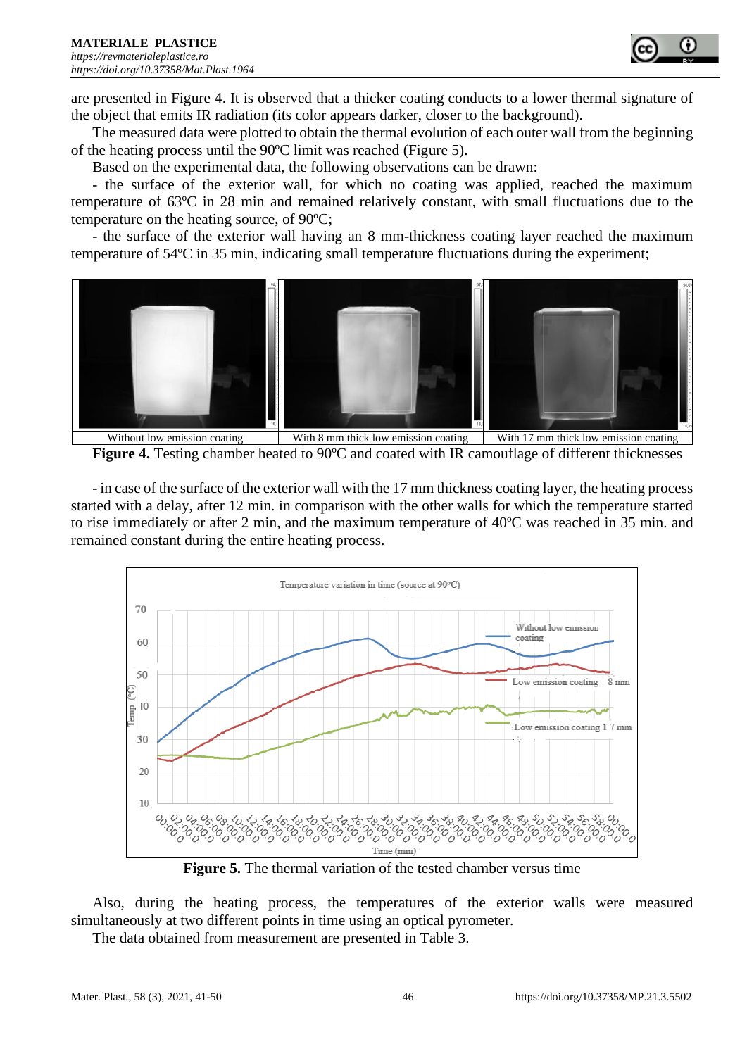are presented in Figure 4. It is observed that a thicker coating conducts to a lower thermal signature of the object that emits IR radiation (its color appears darker, closer to the background).

The measured data were plotted to obtain the thermal evolution of each outer wall from the beginning of the heating process until the 90ºC limit was reached (Figure 5).

Based on the experimental data, the following observations can be drawn:

- the surface of the exterior wall, for which no coating was applied, reached the maximum temperature of 63ºC in 28 min and remained relatively constant, with small fluctuations due to the temperature on the heating source, of 90ºC;

- the surface of the exterior wall having an 8 mm-thickness coating layer reached the maximum temperature of 54ºC in 35 min, indicating small temperature fluctuations during the experiment;

| Without low emission coating | With 8 mm thick low emission coating | With 17 mm thick low emission coating |
|---|---|---|

**Figure 4.** Testing chamber heated to 90ºC and coated with IR camouflage of different thicknesses

- in case of the surface of the exterior wall with the 17 mm thickness coating layer, the heating process started with a delay, after 12 min. in comparison with the other walls for which the temperature started to rise immediately or after 2 min, and the maximum temperature of 40ºC was reached in 35 min. and remained constant during the entire heating process.

**Figure 5.** The thermal variation of the tested chamber versus time

Also, during the heating process, the temperatures of the exterior walls were measured simultaneously at two different points in time using an optical pyrometer.

The data obtained from measurement are presented in Table 3.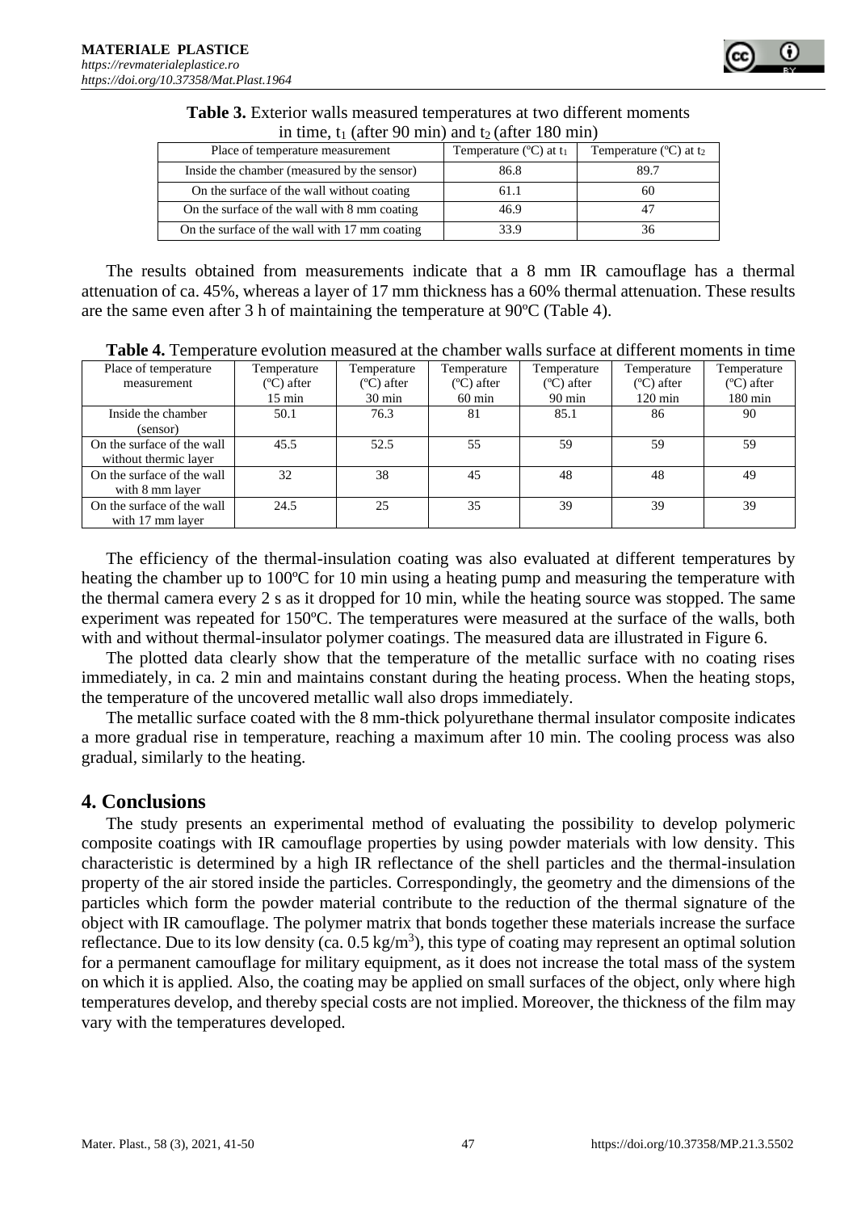**Table 3.** Exterior walls measured temperatures at two different moments in time, $t_1$ (after 90 min) and $t_2$ (after 180 min)

| Place of temperature measurement | Temperature (ºC) at $t_1$ | Temperature (ºC) at $t_2$ |
|---|---|---|
| Inside the chamber (measured by the sensor) | 86.8 | 89.7 |
| On the surface of the wall without coating | 61.1 | 60 |
| On the surface of the wall with 8 mm coating | 46.9 | 47 |
| On the surface of the wall with 17 mm coating | 33.9 | 36 |

The results obtained from measurements indicate that a 8 mm IR camouflage has a thermal attenuation of ca. 45%, whereas a layer of 17 mm thickness has a 60% thermal attenuation. These results are the same even after 3 h of maintaining the temperature at 90ºC (Table 4).

**Table 4.** Temperature evolution measured at the chamber walls surface at different moments in time

| Place of temperature measurement | Temperature (ºC) after 15 min | Temperature (ºC) after 30 min | Temperature (ºC) after 60 min | Temperature (ºC) after 90 min | Temperature (ºC) after 120 min | Temperature (ºC) after 180 min |
|---|---|---|---|---|---|---|
| Inside the chamber (sensor) | 50.1 | 76.3 | 81 | 85.1 | 86 | 90 |
| On the surface of the wall without thermic layer | 45.5 | 52.5 | 55 | 59 | 59 | 59 |
| On the surface of the wall with 8 mm layer | 32 | 38 | 45 | 48 | 48 | 49 |
| On the surface of the wall with 17 mm layer | 24.5 | 25 | 35 | 39 | 39 | 39 |

The efficiency of the thermal-insulation coating was also evaluated at different temperatures by heating the chamber up to 100ºC for 10 min using a heating pump and measuring the temperature with the thermal camera every 2 s as it dropped for 10 min, while the heating source was stopped. The same experiment was repeated for 150ºC. The temperatures were measured at the surface of the walls, both with and without thermal-insulator polymer coatings. The measured data are illustrated in Figure 6.

The plotted data clearly show that the temperature of the metallic surface with no coating rises immediately, in ca. 2 min and maintains constant during the heating process. When the heating stops, the temperature of the uncovered metallic wall also drops immediately.

The metallic surface coated with the 8 mm-thick polyurethane thermal insulator composite indicates a more gradual rise in temperature, reaching a maximum after 10 min. The cooling process was also gradual, similarly to the heating.

## 4. Conclusions

The study presents an experimental method of evaluating the possibility to develop polymeric composite coatings with IR camouflage properties by using powder materials with low density. This characteristic is determined by a high IR reflectance of the shell particles and the thermal-insulation property of the air stored inside the particles. Correspondingly, the geometry and the dimensions of the particles which form the powder material contribute to the reduction of the thermal signature of the object with IR camouflage. The polymer matrix that bonds together these materials increase the surface reflectance. Due to its low density (ca. 0.5 $kg/m^3$), this type of coating may represent an optimal solution for a permanent camouflage for military equipment, as it does not increase the total mass of the system on which it is applied. Also, the coating may be applied on small surfaces of the object, only where high temperatures develop, and thereby special costs are not implied. Moreover, the thickness of the film may vary with the temperatures developed.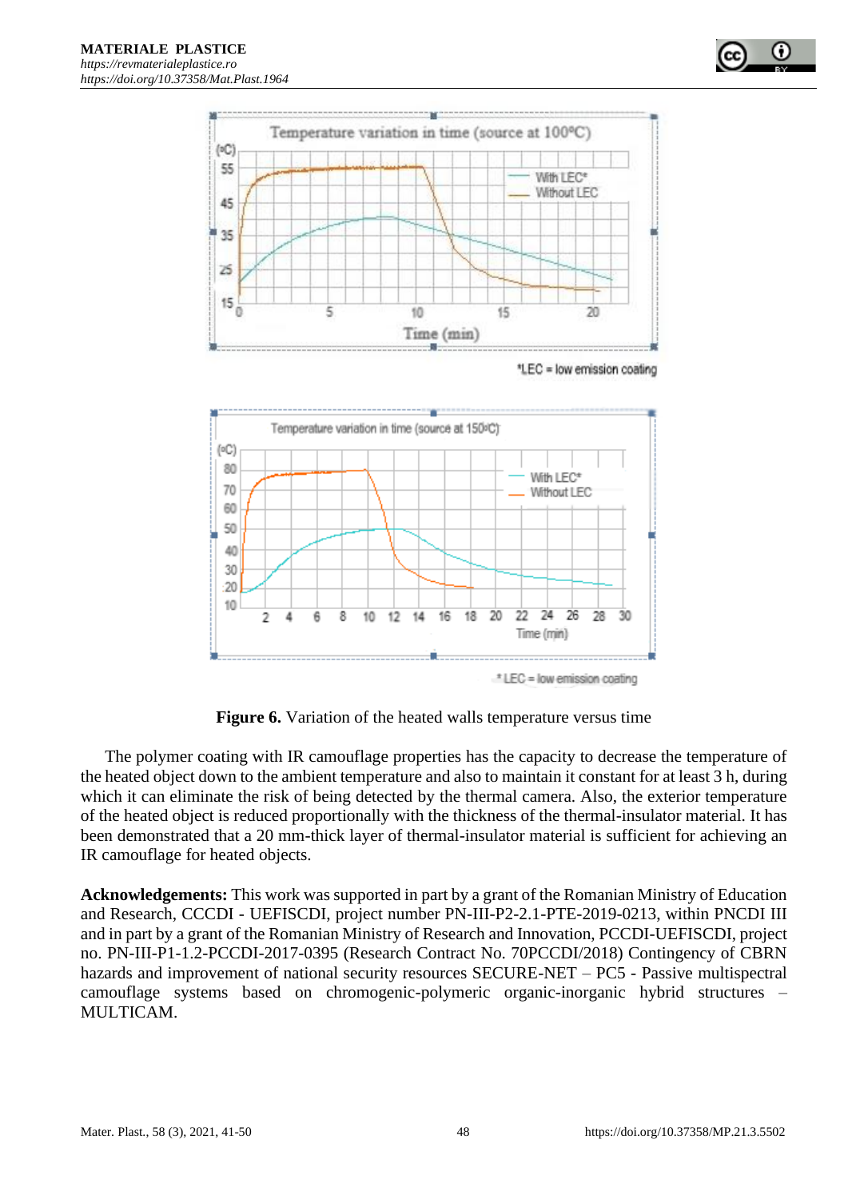Figure 6. Variation of the heated walls temperature versus time

The polymer coating with IR camouflage properties has the capacity to decrease the temperature of the heated object down to the ambient temperature and also to maintain it constant for at least 3 h, during which it can eliminate the risk of being detected by the thermal camera. Also, the exterior temperature of the heated object is reduced proportionally with the thickness of the thermal-insulator material. It has been demonstrated that a 20 mm-thick layer of thermal-insulator material is sufficient for achieving an IR camouflage for heated objects.

**Acknowledgements:** This work was supported in part by a grant of the Romanian Ministry of Education and Research, CCCDI - UEFISCDI, project number PN-III-P2-2.1-PTE-2019-0213, within PNCDI III and in part by a grant of the Romanian Ministry of Research and Innovation, PCCDI-UEFISCDI, project no. PN-III-P1-1.2-PCCDI-2017-0395 (Research Contract No. 70PCCDI/2018) Contingency of CBRN hazards and improvement of national security resources SECURE-NET – PC5 - Passive multispectral camouflage systems based on chromogenic-polymeric organic-inorganic hybrid structures – MULTICAM.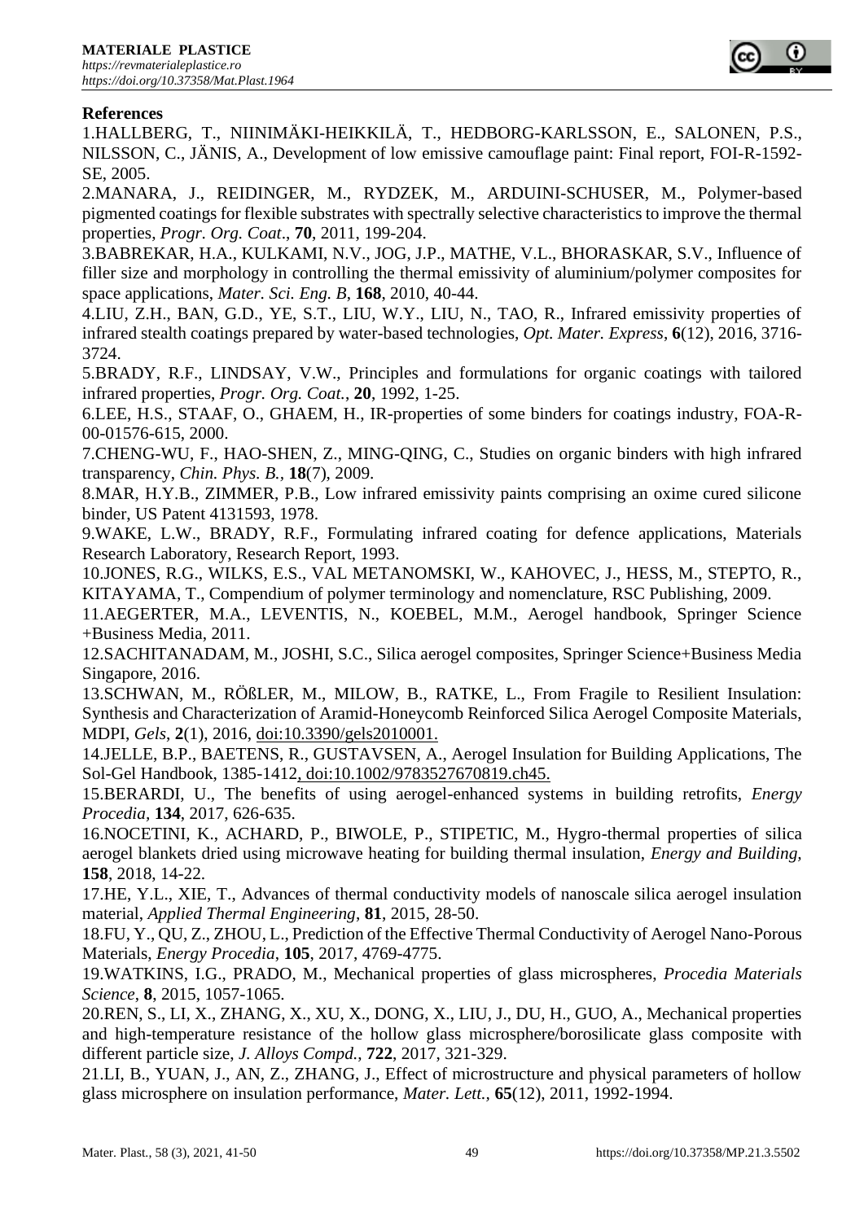**References**

1.HALLBERG, T., NIINIMÄKI-HEIKKILÄ, T., HEDBORG-KARLSSON, E., SALONEN, P.S., NILSSON, C., JÄNIS, A., Development of low emissive camouflage paint: Final report, FOI-R-1592-SE, 2005.

2.MANARA, J., REIDINGER, M., RYDZEK, M., ARDUINI-SCHUSER, M., Polymer-based pigmented coatings for flexible substrates with spectrally selective characteristics to improve the thermal properties, *Progr. Org. Coat*., **70**, 2011, 199-204.

3.BABREKAR, H.A., KULKAMI, N.V., JOG, J.P., MATHE, V.L., BHORASKAR, S.V., Influence of filler size and morphology in controlling the thermal emissivity of aluminium/polymer composites for space applications, *Mater. Sci. Eng. B*, **168**, 2010, 40-44.

4.LIU, Z.H., BAN, G.D., YE, S.T., LIU, W.Y., LIU, N., TAO, R., Infrared emissivity properties of infrared stealth coatings prepared by water-based technologies, *Opt. Mater. Express*, **6**(12), 2016, 3716-3724.

5.BRADY, R.F., LINDSAY, V.W., Principles and formulations for organic coatings with tailored infrared properties, *Progr. Org. Coat.*, **20**, 1992, 1-25.

6.LEE, H.S., STAAF, O., GHAEM, H., IR-properties of some binders for coatings industry, FOA-R-00-01576-615, 2000.

7.CHENG-WU, F., HAO-SHEN, Z., MING-QING, C., Studies on organic binders with high infrared transparency, *Chin. Phys. B.*, **18**(7), 2009.

8.MAR, H.Y.B., ZIMMER, P.B., Low infrared emissivity paints comprising an oxime cured silicone binder, US Patent 4131593, 1978.

9.WAKE, L.W., BRADY, R.F., Formulating infrared coating for defence applications, Materials Research Laboratory, Research Report, 1993.

10.JONES, R.G., WILKS, E.S., VAL METANOMSKI, W., KAHOVEC, J., HESS, M., STEPTO, R., KITAYAMA, T., Compendium of polymer terminology and nomenclature, RSC Publishing, 2009.

11.AEGERTER, M.A., LEVENTIS, N., KOEBEL, M.M., Aerogel handbook, Springer Science +Business Media, 2011.

12.SACHITANADAM, M., JOSHI, S.C., Silica aerogel composites, Springer Science+Business Media Singapore, 2016.

13.SCHWAN, M., RÖßLER, M., MILOW, B., RATKE, L., From Fragile to Resilient Insulation: Synthesis and Characterization of Aramid-Honeycomb Reinforced Silica Aerogel Composite Materials, MDPI, *Gels*, **2**(1), 2016, doi:10.3390/gels2010001.

14.JELLE, B.P., BAETENS, R., GUSTAVSEN, A., Aerogel Insulation for Building Applications, The Sol-Gel Handbook, 1385-1412, doi:10.1002/9783527670819.ch45.

15.BERARDI, U., The benefits of using aerogel-enhanced systems in building retrofits, *Energy Procedia*, **134**, 2017, 626-635.

16.NOCETINI, K., ACHARD, P., BIWOLE, P., STIPETIC, M., Hygro-thermal properties of silica aerogel blankets dried using microwave heating for building thermal insulation, *Energy and Building*, **158**, 2018, 14-22.

17.HE, Y.L., XIE, T., Advances of thermal conductivity models of nanoscale silica aerogel insulation material, *Applied Thermal Engineering*, **81**, 2015, 28-50.

18.FU, Y., QU, Z., ZHOU, L., Prediction of the Effective Thermal Conductivity of Aerogel Nano-Porous Materials, *Energy Procedia*, **105**, 2017, 4769-4775.

19.WATKINS, I.G., PRADO, M., Mechanical properties of glass microspheres, *Procedia Materials Science*, **8**, 2015, 1057-1065.

20.REN, S., LI, X., ZHANG, X., XU, X., DONG, X., LIU, J., DU, H., GUO, A., Mechanical properties and high-temperature resistance of the hollow glass microsphere/borosilicate glass composite with different particle size, *J. Alloys Compd.*, **722**, 2017, 321-329.

21.LI, B., YUAN, J., AN, Z., ZHANG, J., Effect of microstructure and physical parameters of hollow glass microsphere on insulation performance, *Mater. Lett.*, **65**(12), 2011, 1992-1994.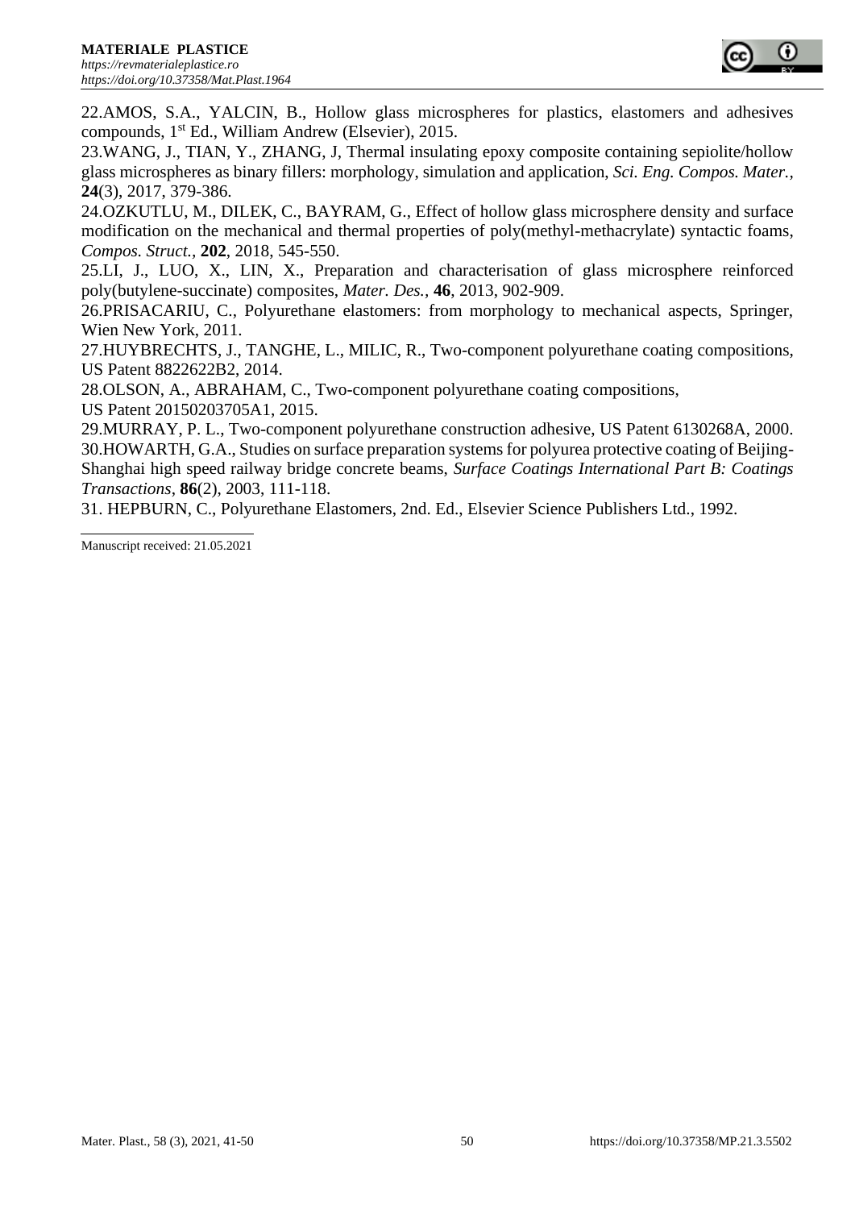22.AMOS, S.A., YALCIN, B., Hollow glass microspheres for plastics, elastomers and adhesives compounds, 1st Ed., William Andrew (Elsevier), 2015.

23.WANG, J., TIAN, Y., ZHANG, J, Thermal insulating epoxy composite containing sepiolite/hollow glass microspheres as binary fillers: morphology, simulation and application, *Sci. Eng. Compos. Mater.*, **24**(3), 2017, 379-386.

24.OZKUTLU, M., DILEK, C., BAYRAM, G., Effect of hollow glass microsphere density and surface modification on the mechanical and thermal properties of poly(methyl-methacrylate) syntactic foams, *Compos. Struct.*, **202**, 2018, 545-550.

25.LI, J., LUO, X., LIN, X., Preparation and characterisation of glass microsphere reinforced poly(butylene-succinate) composites, *Mater. Des.*, **46**, 2013, 902-909.

26.PRISACARIU, C., Polyurethane elastomers: from morphology to mechanical aspects, Springer, Wien New York, 2011.

27.HUYBRECHTS, J., TANGHE, L., MILIC, R., Two-component polyurethane coating compositions, US Patent 8822622B2, 2014.

28.OLSON, A., ABRAHAM, C., Two-component polyurethane coating compositions, US Patent 20150203705A1, 2015.

29.MURRAY, P. L., Two-component polyurethane construction adhesive, US Patent 6130268A, 2000.

30.HOWARTH, G.A., Studies on surface preparation systems for polyurea protective coating of Beijing-Shanghai high speed railway bridge concrete beams, *Surface Coatings International Part B: Coatings Transactions*, **86**(2), 2003, 111-118.

31. HEPBURN, C., Polyurethane Elastomers, 2nd. Ed., Elsevier Science Publishers Ltd., 1992.

Manuscript received: 21.05.2021